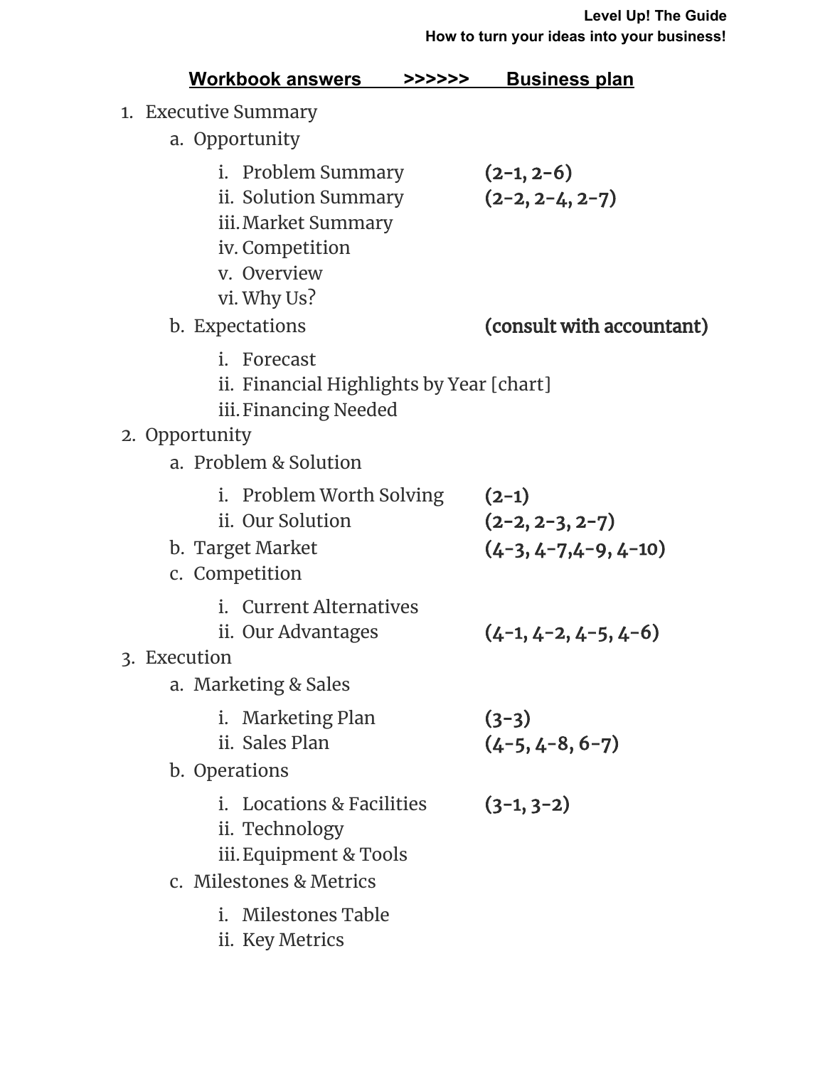## Workbook answers >>>>>> Business plan

1. Executive Summary
    - a. Opportunity
        - i. Problem Summary **(2-1, 2-6)**
        - ii. Solution Summary **(2-2, 2-4, 2-7)**
        - iii. Market Summary
        - iv. Competition
        - v. Overview
        - vi. Why Us?
    - b. Expectations **(consult with accountant)**
        - i. Forecast
        - ii. Financial Highlights by Year [chart]
        - iii. Financing Needed
2. Opportunity
    - a. Problem & Solution
        - i. Problem Worth Solving **(2-1)**
        - ii. Our Solution **(2-2, 2-3, 2-7)**
    - b. Target Market **(4-3, 4-7,4-9, 4-10)**
    - c. Competition
        - i. Current Alternatives
        - ii. Our Advantages **(4-1, 4-2, 4-5, 4-6)**
3. Execution
    - a. Marketing & Sales
        - i. Marketing Plan **(3-3)**
        - ii. Sales Plan **(4-5, 4-8, 6-7)**
    - b. Operations
        - i. Locations & Facilities **(3-1, 3-2)**
        - ii. Technology
        - iii. Equipment & Tools
    - c. Milestones & Metrics
        - i. Milestones Table
        - ii. Key Metrics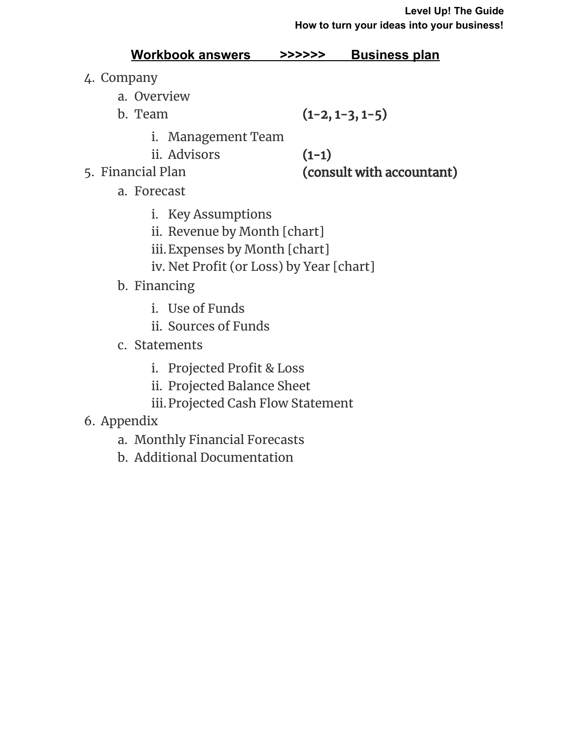## Workbook answers >>>>>> Business plan

4. Company
   a. Overview
   b. Team (1-2, 1-3, 1-5)
      i. Management Team
      ii. Advisors (1-1)
5. Financial Plan (consult with accountant)
   a. Forecast
      i. Key Assumptions
      ii. Revenue by Month [chart]
      iii. Expenses by Month [chart]
      iv. Net Profit (or Loss) by Year [chart]
   b. Financing
      i. Use of Funds
      ii. Sources of Funds
   c. Statements
      i. Projected Profit & Loss
      ii. Projected Balance Sheet
      iii. Projected Cash Flow Statement
6. Appendix
   a. Monthly Financial Forecasts
   b. Additional Documentation